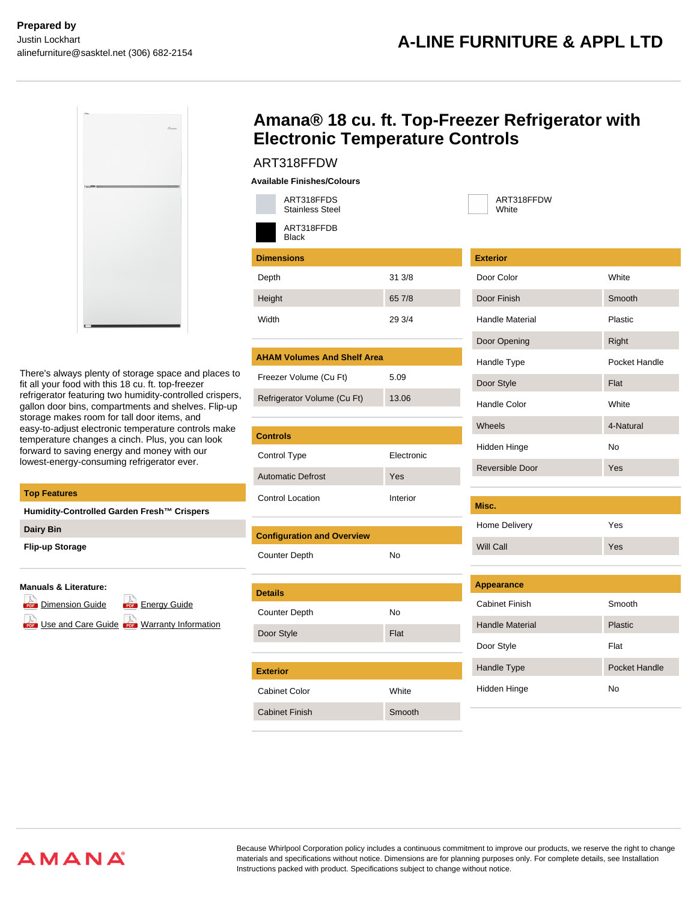**Prepared by**
Justin Lockhart
alinefurniture@sasktel.net (306) 682-2154

**A-LINE FURNITURE & APPL LTD**

# Amana® 18 cu. ft. Top-Freezer Refrigerator with Electronic Temperature Controls

ART318FFDW

**Available Finishes/Colours**

- ART318FFDS Stainless Steel
- ART318FFDW White
- ART318FFDB Black

There's always plenty of storage space and places to fit all your food with this 18 cu. ft. top-freezer refrigerator featuring two humidity-controlled crispers, gallon door bins, compartments and shelves. Flip-up storage makes room for tall door items, and easy-to-adjust electronic temperature controls make temperature changes a cinch. Plus, you can look forward to saving energy and money with our lowest-energy-consuming refrigerator ever.

| Top Features |
|---|
| Humidity-Controlled Garden Fresh™ Crispers |
| Dairy Bin |
| Flip-up Storage |

**Manuals & Literature:**

- Dimension Guide
- Energy Guide
- Use and Care Guide
- Warranty Information

| Dimensions | |
|---|---|
| Depth | 31 3/8 |
| Height | 65 7/8 |
| Width | 29 3/4 |

| AHAM Volumes And Shelf Area | |
|---|---|
| Freezer Volume (Cu Ft) | 5.09 |
| Refrigerator Volume (Cu Ft) | 13.06 |

| Controls | |
|---|---|
| Control Type | Electronic |
| Automatic Defrost | Yes |
| Control Location | Interior |

| Configuration and Overview | |
|---|---|
| Counter Depth | No |

| Details | |
|---|---|
| Counter Depth | No |
| Door Style | Flat |

| Exterior | |
|---|---|
| Cabinet Color | White |
| Cabinet Finish | Smooth |

| Exterior | |
|---|---|
| Door Color | White |
| Door Finish | Smooth |
| Handle Material | Plastic |
| Door Opening | Right |
| Handle Type | Pocket Handle |
| Door Style | Flat |
| Handle Color | White |
| Wheels | 4-Natural |
| Hidden Hinge | No |
| Reversible Door | Yes |

| Misc. | |
|---|---|
| Home Delivery | Yes |
| Will Call | Yes |

| Appearance | |
|---|---|
| Cabinet Finish | Smooth |
| Handle Material | Plastic |
| Door Style | Flat |
| Handle Type | Pocket Handle |
| Hidden Hinge | No |

AMANA®

Because Whirlpool Corporation policy includes a continuous commitment to improve our products, we reserve the right to change materials and specifications without notice. Dimensions are for planning purposes only. For complete details, see Installation Instructions packed with product. Specifications subject to change without notice.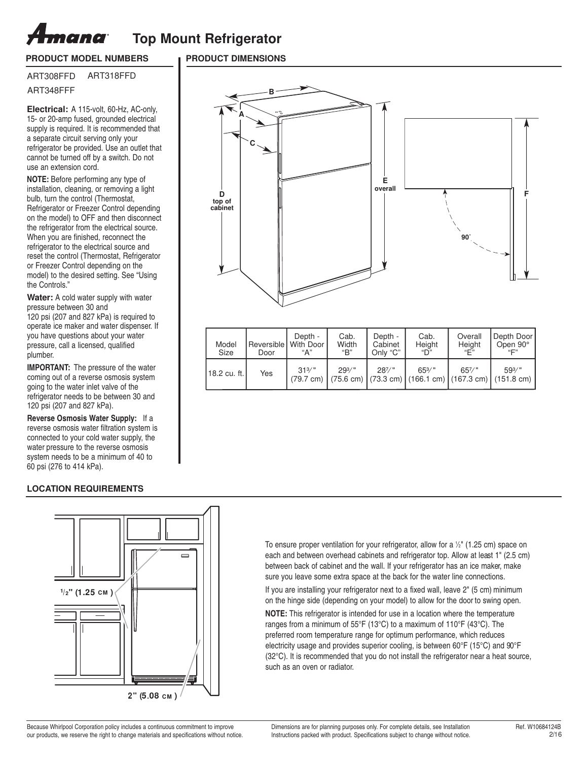# Amana Top Mount Refrigerator

## PRODUCT MODEL NUMBERS

ART308FFD ART318FFD

ART348FFF

**Electrical:** A 115-volt, 60-Hz, AC-only, 15- or 20-amp fused, grounded electrical supply is required. It is recommended that a separate circuit serving only your refrigerator be provided. Use an outlet that cannot be turned off by a switch. Do not use an extension cord.

**NOTE:** Before performing any type of installation, cleaning, or removing a light bulb, turn the control (Thermostat, Refrigerator or Freezer Control depending on the model) to OFF and then disconnect the refrigerator from the electrical source. When you are finished, reconnect the refrigerator to the electrical source and reset the control (Thermostat, Refrigerator or Freezer Control depending on the model) to the desired setting. See "Using the Controls."

**Water:** A cold water supply with water pressure between 30 and 120 psi (207 and 827 kPa) is required to operate ice maker and water dispenser. If you have questions about your water pressure, call a licensed, qualified plumber.

**IMPORTANT:** The pressure of the water coming out of a reverse osmosis system going to the water inlet valve of the refrigerator needs to be between 30 and 120 psi (207 and 827 kPa).

**Reverse Osmosis Water Supply:** If a reverse osmosis water filtration system is connected to your cold water supply, the water pressure to the reverse osmosis system needs to be a minimum of 40 to 60 psi (276 to 414 kPa).

## PRODUCT DIMENSIONS

B
A
C
D
top of
cabinet
E
overall
F
90°

| Model Size | Reversible Door | Depth - With Door "A" | Cab. Width "B" | Depth - Cabinet Only "C" | Cab. Height "D" | Overall Height "E" | Depth Door Open 90° "F" |
|---|---|---|---|---|---|---|---|
| 18.2 cu. ft. | Yes | 31³⁄₈" (79.7 cm) | 29³⁄₄" (75.6 cm) | 28⁷⁄₈" (73.3 cm) | 65³⁄₈" (166.1 cm) | 65⁷⁄₈" (167.3 cm) | 59³⁄₄" (151.8 cm) |

## LOCATION REQUIREMENTS

1/2" (1.25 CM)

2" (5.08 CM)

To ensure proper ventilation for your refrigerator, allow for a ½" (1.25 cm) space on each and between overhead cabinets and refrigerator top. Allow at least 1" (2.5 cm) between back of cabinet and the wall. If your refrigerator has an ice maker, make sure you leave some extra space at the back for the water line connections.

If you are installing your refrigerator next to a fixed wall, leave 2" (5 cm) minimum on the hinge side (depending on your model) to allow for the door to swing open.

**NOTE:** This refrigerator is intended for use in a location where the temperature ranges from a minimum of 55°F (13°C) to a maximum of 110°F (43°C). The preferred room temperature range for optimum performance, which reduces electricity usage and provides superior cooling, is between 60°F (15°C) and 90°F (32°C). It is recommended that you do not install the refrigerator near a heat source, such as an oven or radiator.

Because Whirlpool Corporation policy includes a continuous commitment to improve our products, we reserve the right to change materials and specifications without notice.

Dimensions are for planning purposes only. For complete details, see Installation Instructions packed with product. Specifications subject to change without notice.

Ref. W10684124B
2/16